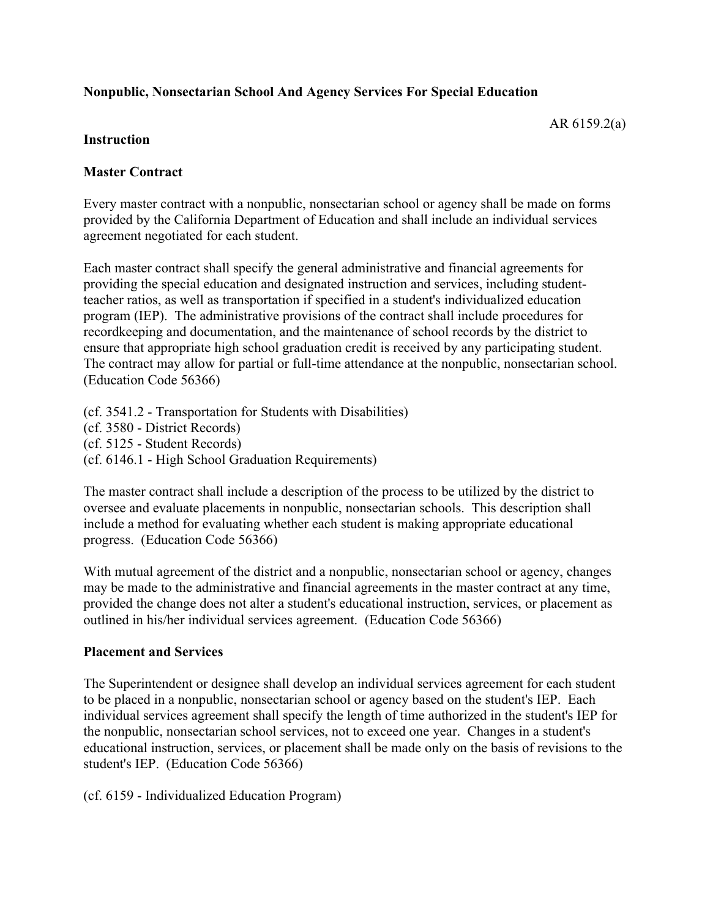**Nonpublic, Nonsectarian School And Agency Services For Special Education**

AR 6159.2(a)

**Instruction**

**Master Contract**

Every master contract with a nonpublic, nonsectarian school or agency shall be made on forms provided by the California Department of Education and shall include an individual services agreement negotiated for each student.

Each master contract shall specify the general administrative and financial agreements for providing the special education and designated instruction and services, including student-teacher ratios, as well as transportation if specified in a student's individualized education program (IEP). The administrative provisions of the contract shall include procedures for recordkeeping and documentation, and the maintenance of school records by the district to ensure that appropriate high school graduation credit is received by any participating student. The contract may allow for partial or full-time attendance at the nonpublic, nonsectarian school. (Education Code 56366)

(cf. 3541.2 - Transportation for Students with Disabilities)
(cf. 3580 - District Records)
(cf. 5125 - Student Records)
(cf. 6146.1 - High School Graduation Requirements)

The master contract shall include a description of the process to be utilized by the district to oversee and evaluate placements in nonpublic, nonsectarian schools. This description shall include a method for evaluating whether each student is making appropriate educational progress. (Education Code 56366)

With mutual agreement of the district and a nonpublic, nonsectarian school or agency, changes may be made to the administrative and financial agreements in the master contract at any time, provided the change does not alter a student's educational instruction, services, or placement as outlined in his/her individual services agreement. (Education Code 56366)

**Placement and Services**

The Superintendent or designee shall develop an individual services agreement for each student to be placed in a nonpublic, nonsectarian school or agency based on the student's IEP. Each individual services agreement shall specify the length of time authorized in the student's IEP for the nonpublic, nonsectarian school services, not to exceed one year. Changes in a student's educational instruction, services, or placement shall be made only on the basis of revisions to the student's IEP. (Education Code 56366)

(cf. 6159 - Individualized Education Program)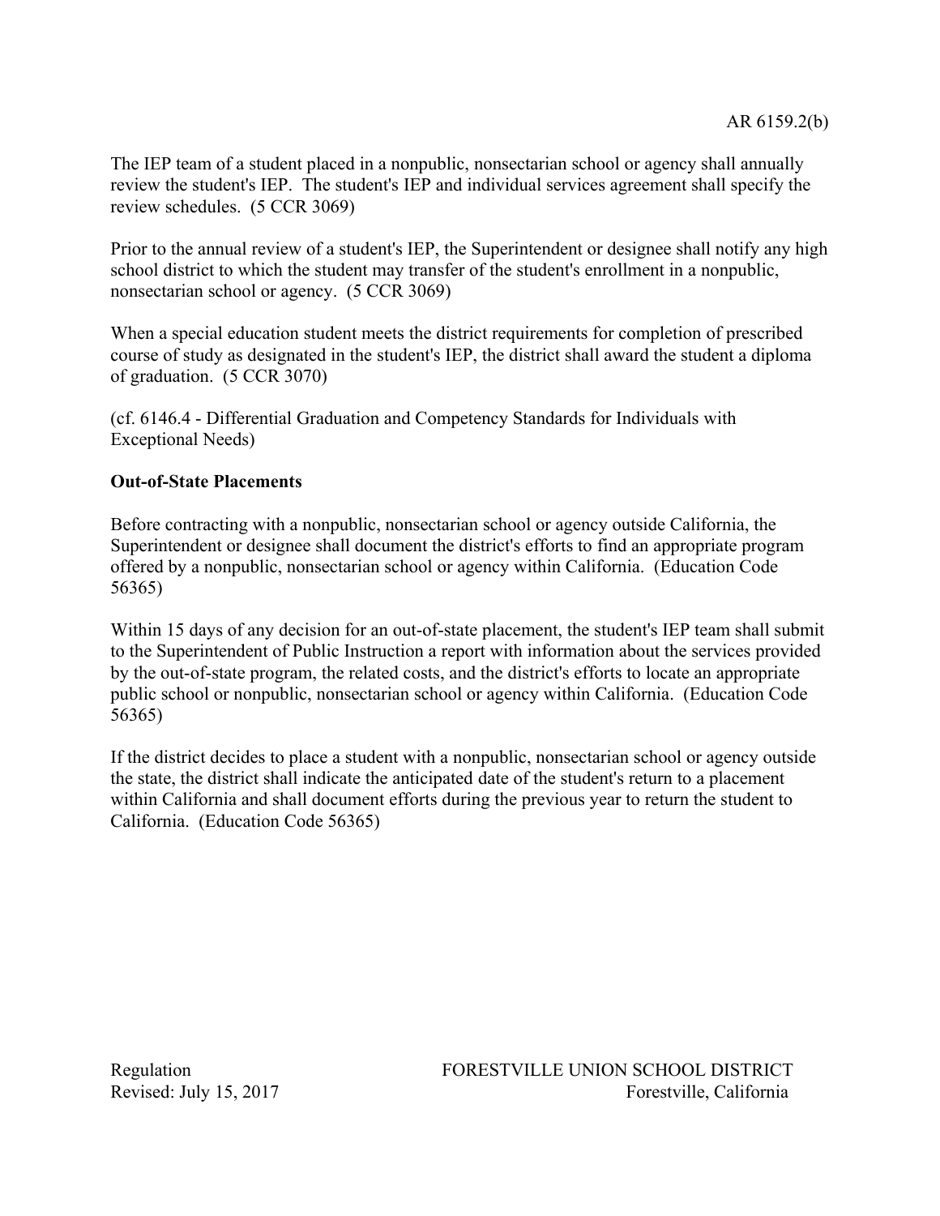The IEP team of a student placed in a nonpublic, nonsectarian school or agency shall annually review the student's IEP. The student's IEP and individual services agreement shall specify the review schedules. (5 CCR 3069)

Prior to the annual review of a student's IEP, the Superintendent or designee shall notify any high school district to which the student may transfer of the student's enrollment in a nonpublic, nonsectarian school or agency. (5 CCR 3069)

When a special education student meets the district requirements for completion of prescribed course of study as designated in the student's IEP, the district shall award the student a diploma of graduation. (5 CCR 3070)

(cf. 6146.4 - Differential Graduation and Competency Standards for Individuals with Exceptional Needs)

**Out-of-State Placements**

Before contracting with a nonpublic, nonsectarian school or agency outside California, the Superintendent or designee shall document the district's efforts to find an appropriate program offered by a nonpublic, nonsectarian school or agency within California. (Education Code 56365)

Within 15 days of any decision for an out-of-state placement, the student's IEP team shall submit to the Superintendent of Public Instruction a report with information about the services provided by the out-of-state program, the related costs, and the district's efforts to locate an appropriate public school or nonpublic, nonsectarian school or agency within California. (Education Code 56365)

If the district decides to place a student with a nonpublic, nonsectarian school or agency outside the state, the district shall indicate the anticipated date of the student's return to a placement within California and shall document efforts during the previous year to return the student to California. (Education Code 56365)

Regulation
Revised: July 15, 2017

FORESTVILLE UNION SCHOOL DISTRICT
Forestville, California